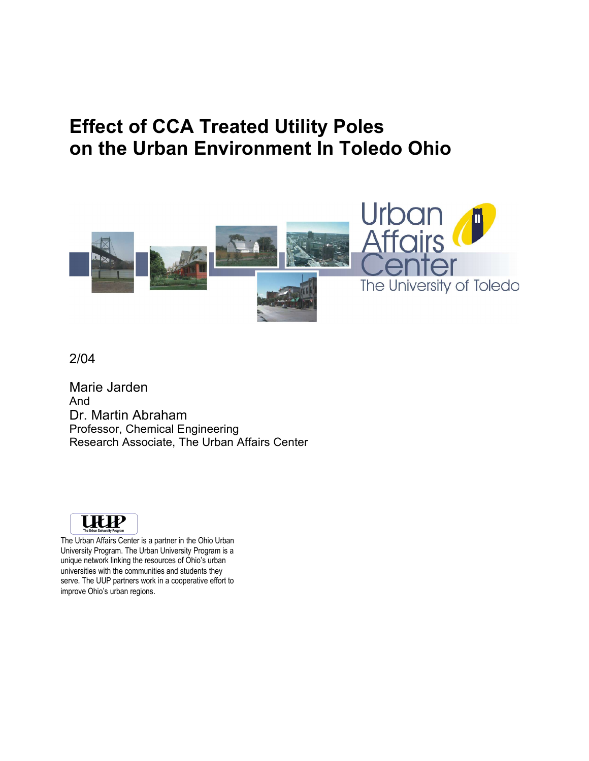# Effect of CCA Treated Utility Poles on the Urban Environment In Toledo Ohio

Urban Affairs Center
The University of Toledo

2/04

Marie Jarden
And
Dr. Martin Abraham
Professor, Chemical Engineering
Research Associate, The Urban Affairs Center

UUP
The Urban University Program

The Urban Affairs Center is a partner in the Ohio Urban University Program. The Urban University Program is a unique network linking the resources of Ohio's urban universities with the communities and students they serve. The UUP partners work in a cooperative effort to improve Ohio's urban regions.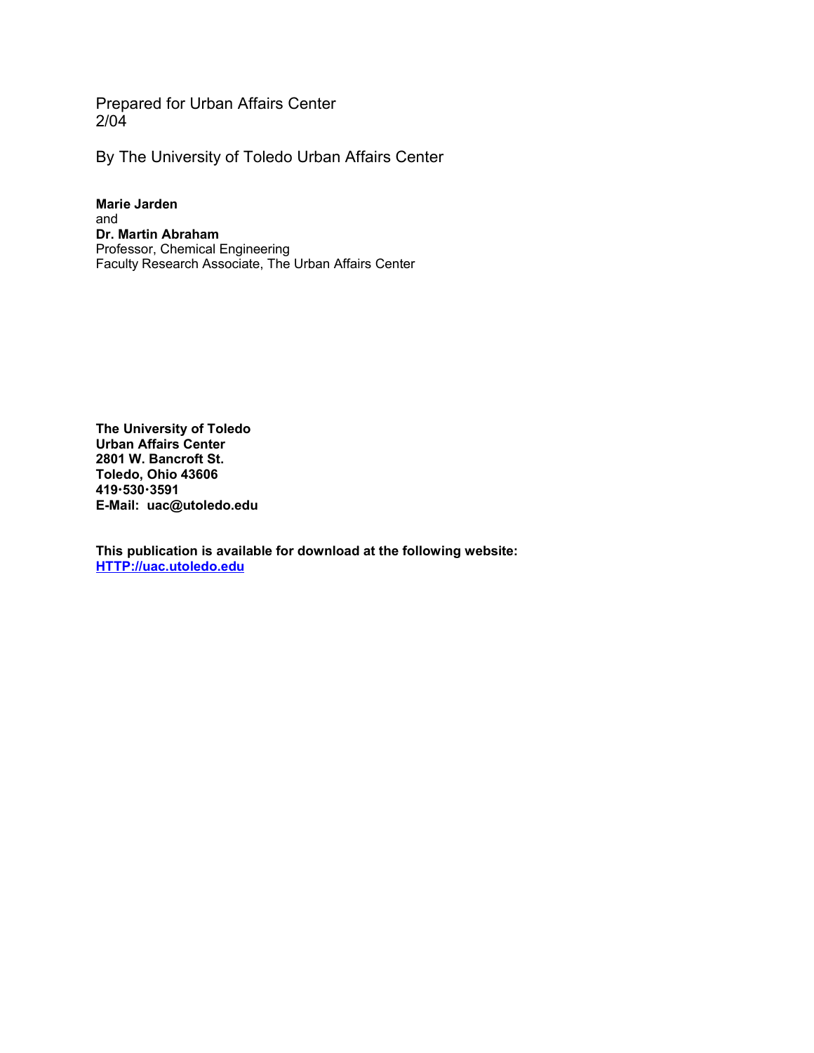Prepared for Urban Affairs Center
2/04

By The University of Toledo Urban Affairs Center

**Marie Jarden**
and
**Dr. Martin Abraham**
Professor, Chemical Engineering
Faculty Research Associate, The Urban Affairs Center

**The University of Toledo**
**Urban Affairs Center**
**2801 W. Bancroft St.**
**Toledo, Ohio 43606**
**419·530·3591**
**E-Mail: uac@utoledo.edu**

**This publication is available for download at the following website:**
**[HTTP://uac.utoledo.edu](HTTP://uac.utoledo.edu)**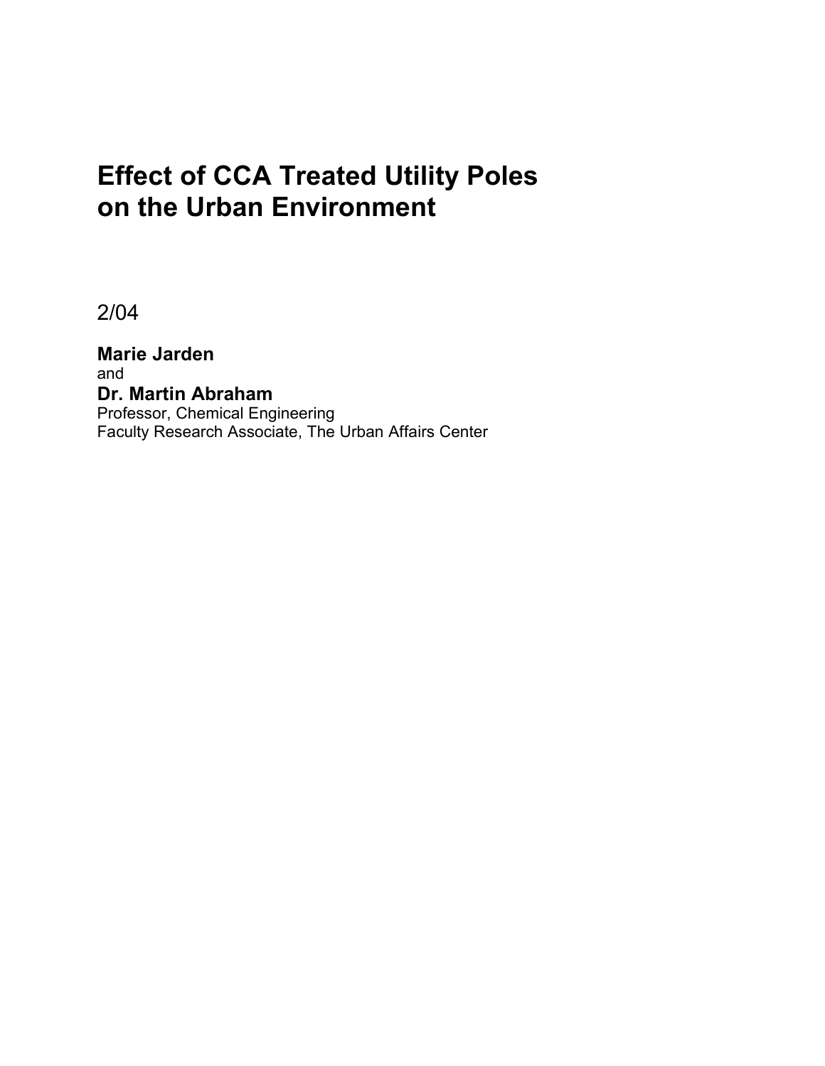# Effect of CCA Treated Utility Poles on the Urban Environment

2/04

**Marie Jarden**
and
**Dr. Martin Abraham**
Professor, Chemical Engineering
Faculty Research Associate, The Urban Affairs Center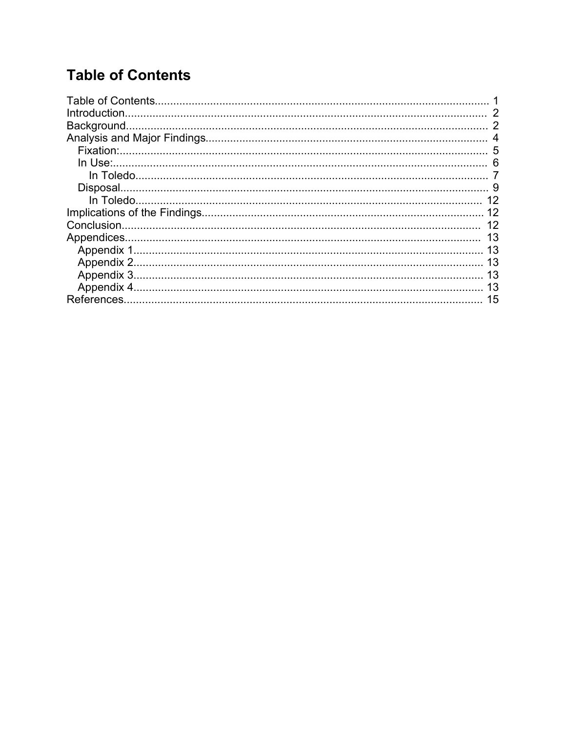# Table of Contents

- Table of Contents........................................................................................................ 1
- Introduction................................................................................................................ 2
- Background................................................................................................................ 2
- Analysis and Major Findings........................................................................................ 4
  - Fixation:................................................................................................................. 5
  - In Use:................................................................................................................... 6
    - In Toledo............................................................................................................ 7
  - Disposal.................................................................................................................. 9
    - In Toledo............................................................................................................ 12
- Implications of the Findings......................................................................................... 12
- Conclusion.................................................................................................................. 12
- Appendices................................................................................................................. 13
  - Appendix 1.............................................................................................................. 13
  - Appendix 2.............................................................................................................. 13
  - Appendix 3.............................................................................................................. 13
  - Appendix 4.............................................................................................................. 13
- References.................................................................................................................. 15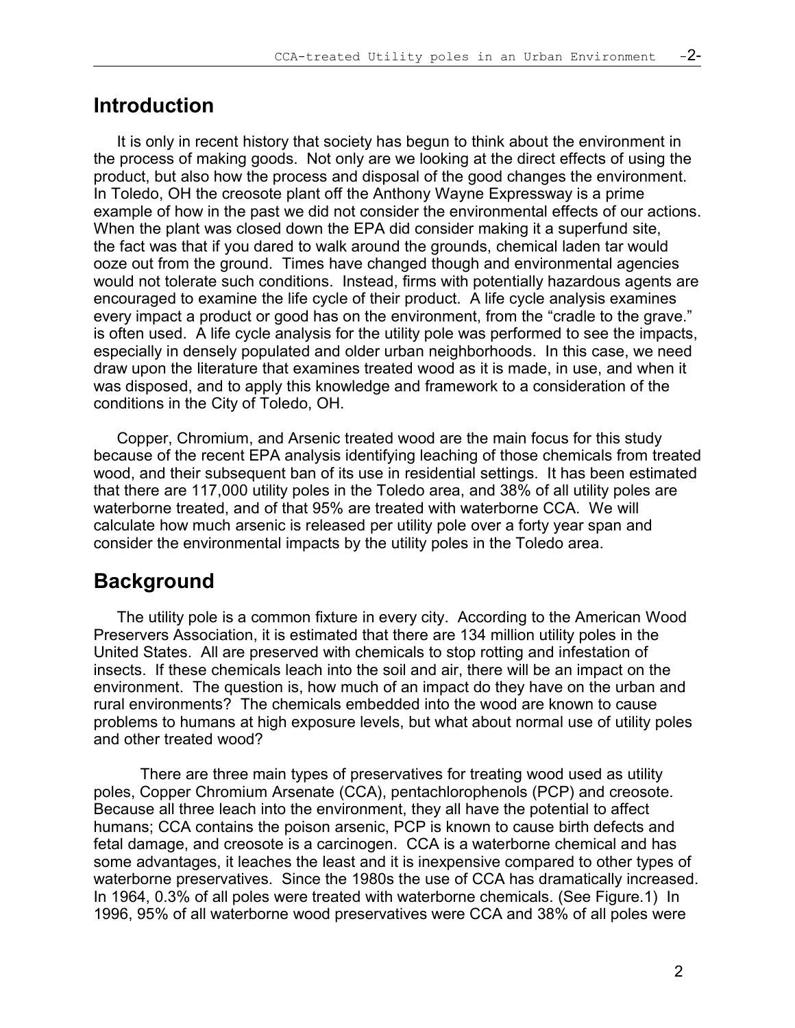## Introduction

It is only in recent history that society has begun to think about the environment in the process of making goods. Not only are we looking at the direct effects of using the product, but also how the process and disposal of the good changes the environment. In Toledo, OH the creosote plant off the Anthony Wayne Expressway is a prime example of how in the past we did not consider the environmental effects of our actions. When the plant was closed down the EPA did consider making it a superfund site, the fact was that if you dared to walk around the grounds, chemical laden tar would ooze out from the ground. Times have changed though and environmental agencies would not tolerate such conditions. Instead, firms with potentially hazardous agents are encouraged to examine the life cycle of their product. A life cycle analysis examines every impact a product or good has on the environment, from the "cradle to the grave." is often used. A life cycle analysis for the utility pole was performed to see the impacts, especially in densely populated and older urban neighborhoods. In this case, we need draw upon the literature that examines treated wood as it is made, in use, and when it was disposed, and to apply this knowledge and framework to a consideration of the conditions in the City of Toledo, OH.

Copper, Chromium, and Arsenic treated wood are the main focus for this study because of the recent EPA analysis identifying leaching of those chemicals from treated wood, and their subsequent ban of its use in residential settings. It has been estimated that there are 117,000 utility poles in the Toledo area, and 38% of all utility poles are waterborne treated, and of that 95% are treated with waterborne CCA. We will calculate how much arsenic is released per utility pole over a forty year span and consider the environmental impacts by the utility poles in the Toledo area.

## Background

The utility pole is a common fixture in every city. According to the American Wood Preservers Association, it is estimated that there are 134 million utility poles in the United States. All are preserved with chemicals to stop rotting and infestation of insects. If these chemicals leach into the soil and air, there will be an impact on the environment. The question is, how much of an impact do they have on the urban and rural environments? The chemicals embedded into the wood are known to cause problems to humans at high exposure levels, but what about normal use of utility poles and other treated wood?

There are three main types of preservatives for treating wood used as utility poles, Copper Chromium Arsenate (CCA), pentachlorophenols (PCP) and creosote. Because all three leach into the environment, they all have the potential to affect humans; CCA contains the poison arsenic, PCP is known to cause birth defects and fetal damage, and creosote is a carcinogen. CCA is a waterborne chemical and has some advantages, it leaches the least and it is inexpensive compared to other types of waterborne preservatives. Since the 1980s the use of CCA has dramatically increased. In 1964, 0.3% of all poles were treated with waterborne chemicals. (See Figure.1) In 1996, 95% of all waterborne wood preservatives were CCA and 38% of all poles were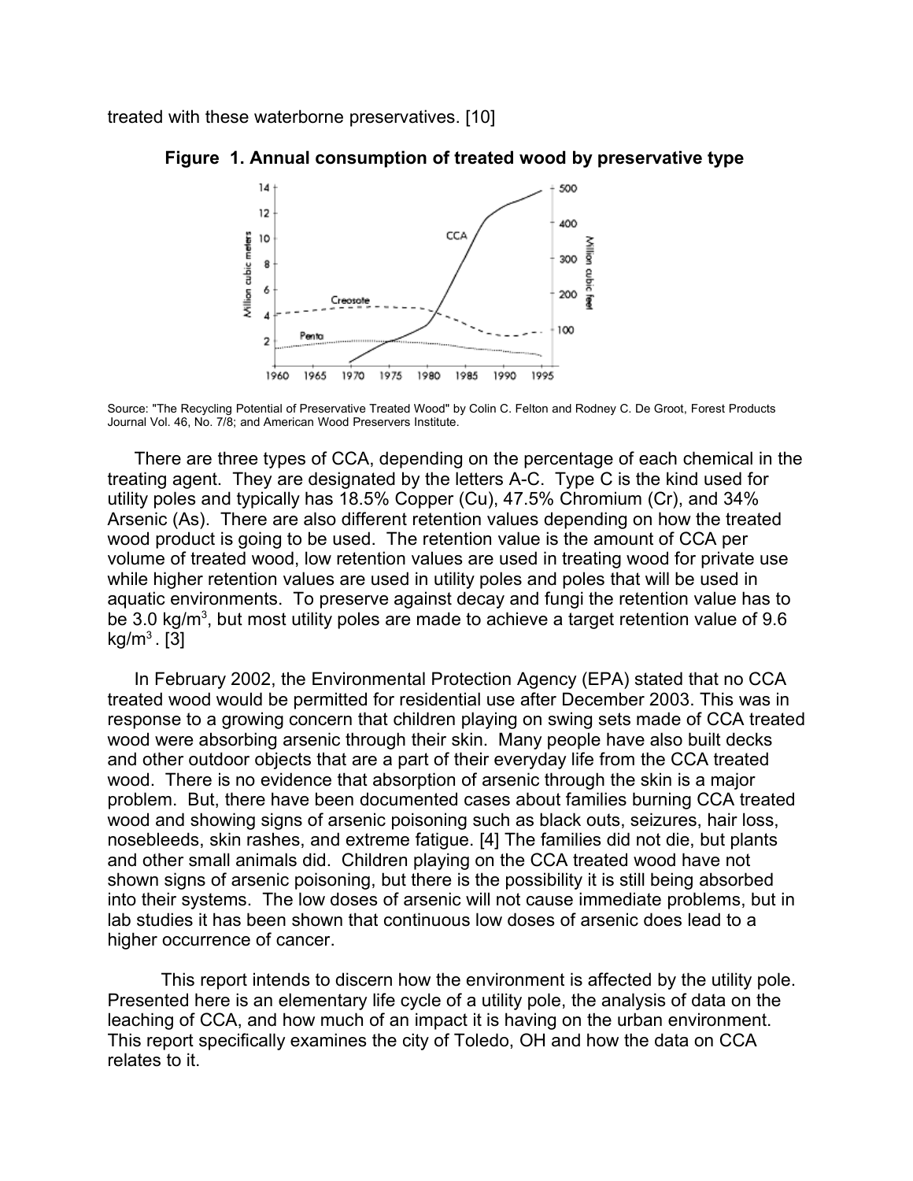treated with these waterborne preservatives. [10]

**Figure 1. Annual consumption of treated wood by preservative type**

Source: "The Recycling Potential of Preservative Treated Wood" by Colin C. Felton and Rodney C. De Groot, Forest Products Journal Vol. 46, No. 7/8; and American Wood Preservers Institute.

There are three types of CCA, depending on the percentage of each chemical in the treating agent. They are designated by the letters A-C. Type C is the kind used for utility poles and typically has 18.5% Copper (Cu), 47.5% Chromium (Cr), and 34% Arsenic (As). There are also different retention values depending on how the treated wood product is going to be used. The retention value is the amount of CCA per volume of treated wood, low retention values are used in treating wood for private use while higher retention values are used in utility poles and poles that will be used in aquatic environments. To preserve against decay and fungi the retention value has to be 3.0 $kg/m^3$, but most utility poles are made to achieve a target retention value of 9.6 $kg/m^3$. [3]

In February 2002, the Environmental Protection Agency (EPA) stated that no CCA treated wood would be permitted for residential use after December 2003. This was in response to a growing concern that children playing on swing sets made of CCA treated wood were absorbing arsenic through their skin. Many people have also built decks and other outdoor objects that are a part of their everyday life from the CCA treated wood. There is no evidence that absorption of arsenic through the skin is a major problem. But, there have been documented cases about families burning CCA treated wood and showing signs of arsenic poisoning such as black outs, seizures, hair loss, nosebleeds, skin rashes, and extreme fatigue. [4] The families did not die, but plants and other small animals did. Children playing on the CCA treated wood have not shown signs of arsenic poisoning, but there is the possibility it is still being absorbed into their systems. The low doses of arsenic will not cause immediate problems, but in lab studies it has been shown that continuous low doses of arsenic does lead to a higher occurrence of cancer.

This report intends to discern how the environment is affected by the utility pole. Presented here is an elementary life cycle of a utility pole, the analysis of data on the leaching of CCA, and how much of an impact it is having on the urban environment. This report specifically examines the city of Toledo, OH and how the data on CCA relates to it.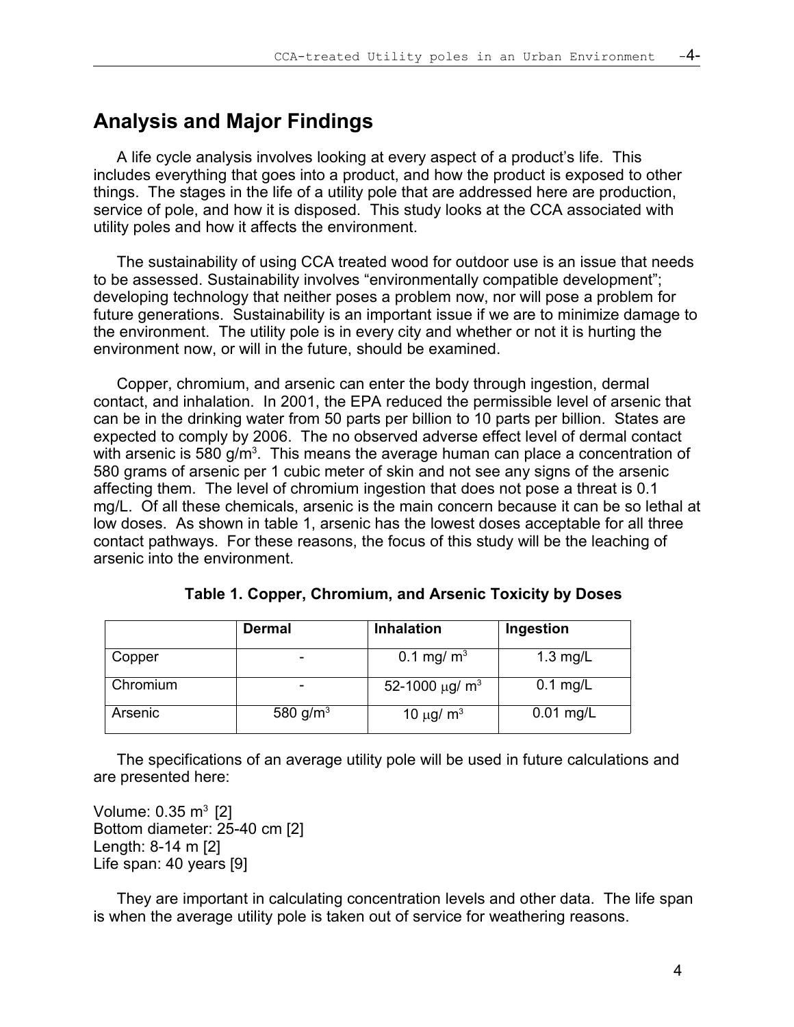## Analysis and Major Findings

A life cycle analysis involves looking at every aspect of a product's life. This includes everything that goes into a product, and how the product is exposed to other things. The stages in the life of a utility pole that are addressed here are production, service of pole, and how it is disposed. This study looks at the CCA associated with utility poles and how it affects the environment.

The sustainability of using CCA treated wood for outdoor use is an issue that needs to be assessed. Sustainability involves "environmentally compatible development"; developing technology that neither poses a problem now, nor will pose a problem for future generations. Sustainability is an important issue if we are to minimize damage to the environment. The utility pole is in every city and whether or not it is hurting the environment now, or will in the future, should be examined.

Copper, chromium, and arsenic can enter the body through ingestion, dermal contact, and inhalation. In 2001, the EPA reduced the permissible level of arsenic that can be in the drinking water from 50 parts per billion to 10 parts per billion. States are expected to comply by 2006. The no observed adverse effect level of dermal contact with arsenic is 580 $g/m^3$. This means the average human can place a concentration of 580 grams of arsenic per 1 cubic meter of skin and not see any signs of the arsenic affecting them. The level of chromium ingestion that does not pose a threat is 0.1 mg/L. Of all these chemicals, arsenic is the main concern because it can be so lethal at low doses. As shown in table 1, arsenic has the lowest doses acceptable for all three contact pathways. For these reasons, the focus of this study will be the leaching of arsenic into the environment.

**Table 1. Copper, Chromium, and Arsenic Toxicity by Doses**

| | Dermal | Inhalation | Ingestion |
|---|---|---|---|
| Copper | - | 0.1 mg/ $m^3$ | 1.3 mg/L |
| Chromium | - | 52-1000 $\mu g/ m^3$ | 0.1 mg/L |
| Arsenic | 580 $g/m^3$ | 10 $\mu g/ m^3$ | 0.01 mg/L |

The specifications of an average utility pole will be used in future calculations and are presented here:

Volume: 0.35 $m^3$ [2]
Bottom diameter: 25-40 cm [2]
Length: 8-14 m [2]
Life span: 40 years [9]

They are important in calculating concentration levels and other data. The life span is when the average utility pole is taken out of service for weathering reasons.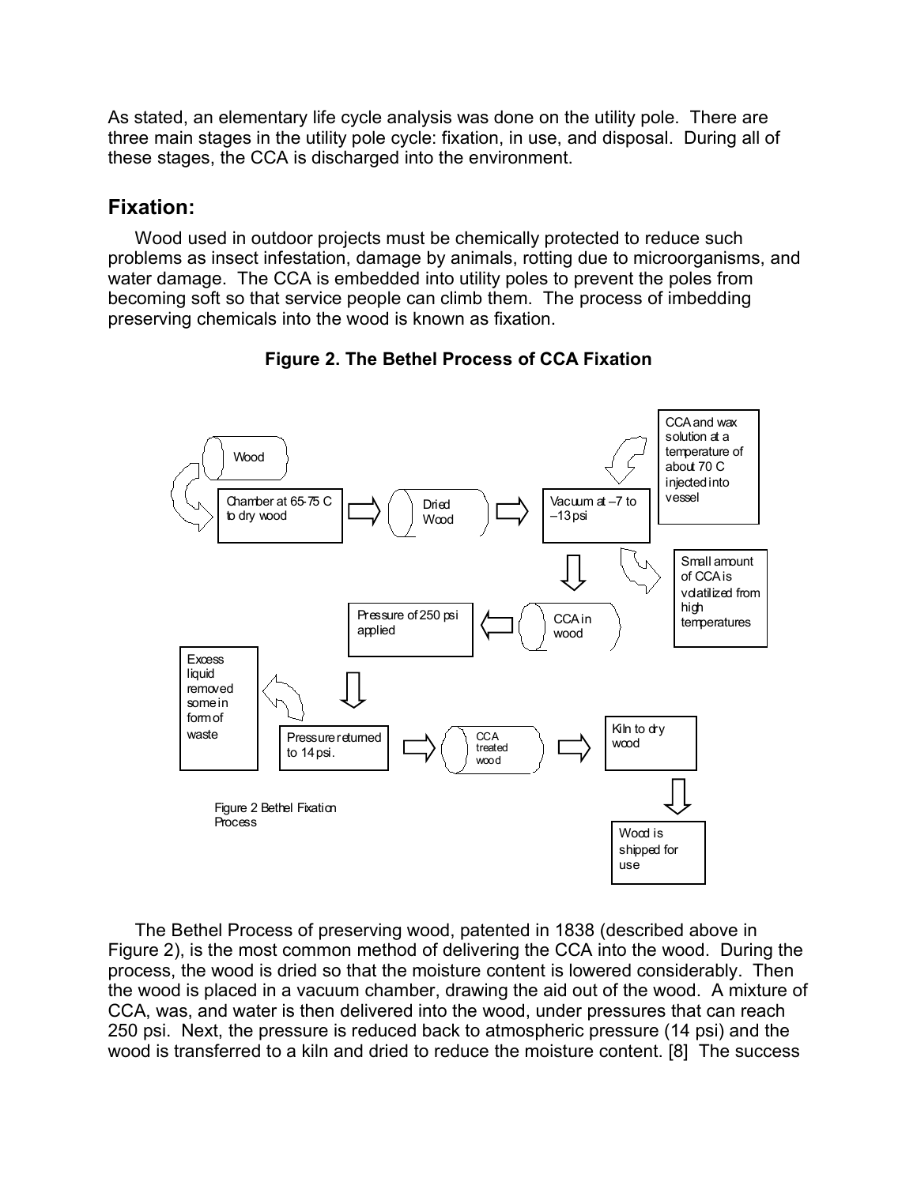As stated, an elementary life cycle analysis was done on the utility pole. There are three main stages in the utility pole cycle: fixation, in use, and disposal. During all of these stages, the CCA is discharged into the environment.

## Fixation:

Wood used in outdoor projects must be chemically protected to reduce such problems as insect infestation, damage by animals, rotting due to microorganisms, and water damage. The CCA is embedded into utility poles to prevent the poles from becoming soft so that service people can climb them. The process of imbedding preserving chemicals into the wood is known as fixation.

**Figure 2. The Bethel Process of CCA Fixation**

Wood → Chamber at 65-75 C to dry wood → Dried Wood → Vacuum at –7 to –13 psi (CCA and wax solution at a temperature of about 70 C injected into vessel; Small amount of CCA is volatilized from high temperatures) → CCA in wood → Pressure of 250 psi applied → Pressure returned to 14 psi. (Excess liquid removed some in form of waste) → CCA treated wood → Kiln to dry wood → Wood is shipped for use

Figure 2 Bethel Fixation Process

The Bethel Process of preserving wood, patented in 1838 (described above in Figure 2), is the most common method of delivering the CCA into the wood. During the process, the wood is dried so that the moisture content is lowered considerably. Then the wood is placed in a vacuum chamber, drawing the aid out of the wood. A mixture of CCA, was, and water is then delivered into the wood, under pressures that can reach 250 psi. Next, the pressure is reduced back to atmospheric pressure (14 psi) and the wood is transferred to a kiln and dried to reduce the moisture content. [8] The success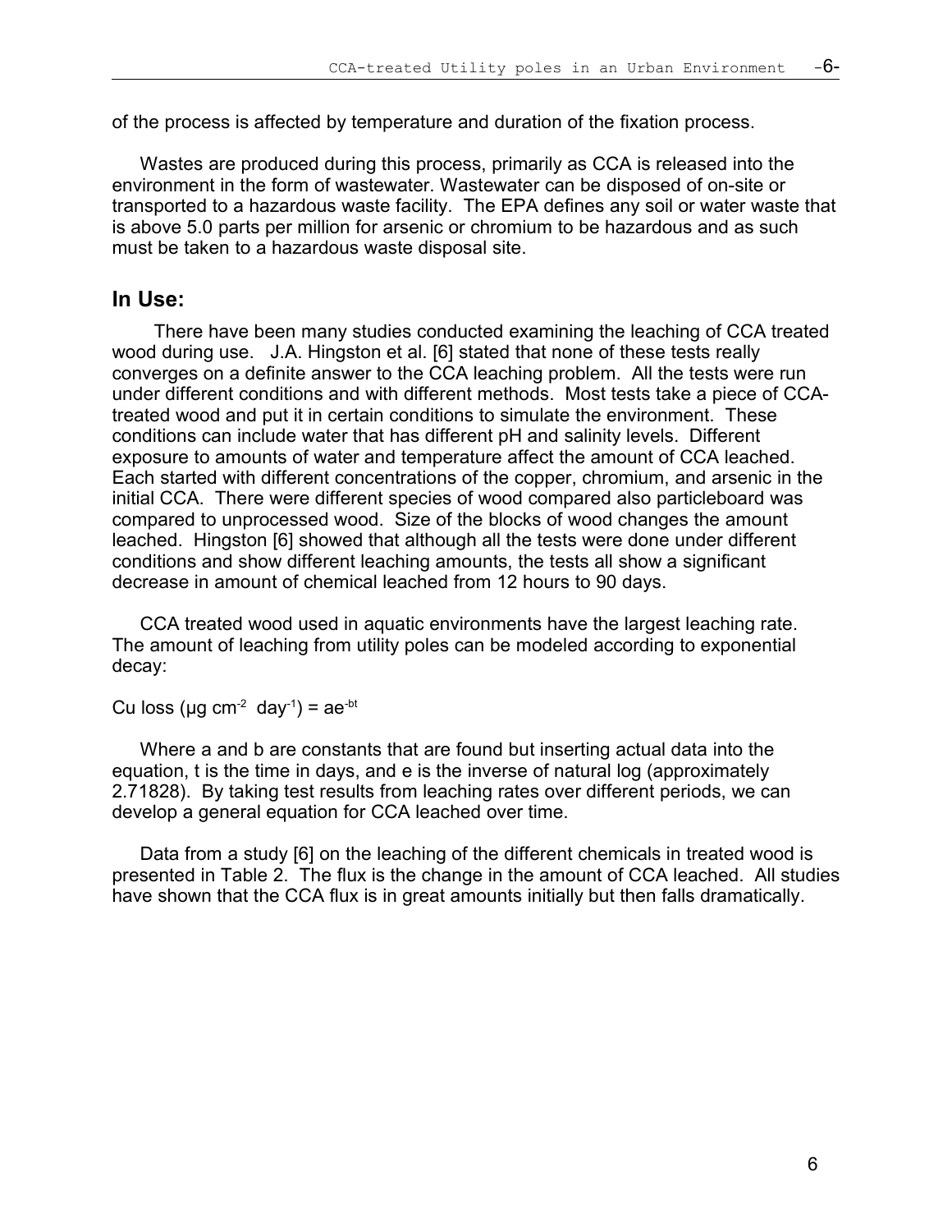of the process is affected by temperature and duration of the fixation process.

Wastes are produced during this process, primarily as CCA is released into the environment in the form of wastewater. Wastewater can be disposed of on-site or transported to a hazardous waste facility. The EPA defines any soil or water waste that is above 5.0 parts per million for arsenic or chromium to be hazardous and as such must be taken to a hazardous waste disposal site.

## In Use:

There have been many studies conducted examining the leaching of CCA treated wood during use. J.A. Hingston et al. [6] stated that none of these tests really converges on a definite answer to the CCA leaching problem. All the tests were run under different conditions and with different methods. Most tests take a piece of CCA-treated wood and put it in certain conditions to simulate the environment. These conditions can include water that has different pH and salinity levels. Different exposure to amounts of water and temperature affect the amount of CCA leached. Each started with different concentrations of the copper, chromium, and arsenic in the initial CCA. There were different species of wood compared also particleboard was compared to unprocessed wood. Size of the blocks of wood changes the amount leached. Hingston [6] showed that although all the tests were done under different conditions and show different leaching amounts, the tests all show a significant decrease in amount of chemical leached from 12 hours to 90 days.

CCA treated wood used in aquatic environments have the largest leaching rate. The amount of leaching from utility poles can be modeled according to exponential decay:

Cu loss ($\mu g\ cm^{-2}\ day^{-1}$) = $ae^{-bt}$

Where a and b are constants that are found but inserting actual data into the equation, t is the time in days, and e is the inverse of natural log (approximately 2.71828). By taking test results from leaching rates over different periods, we can develop a general equation for CCA leached over time.

Data from a study [6] on the leaching of the different chemicals in treated wood is presented in Table 2. The flux is the change in the amount of CCA leached. All studies have shown that the CCA flux is in great amounts initially but then falls dramatically.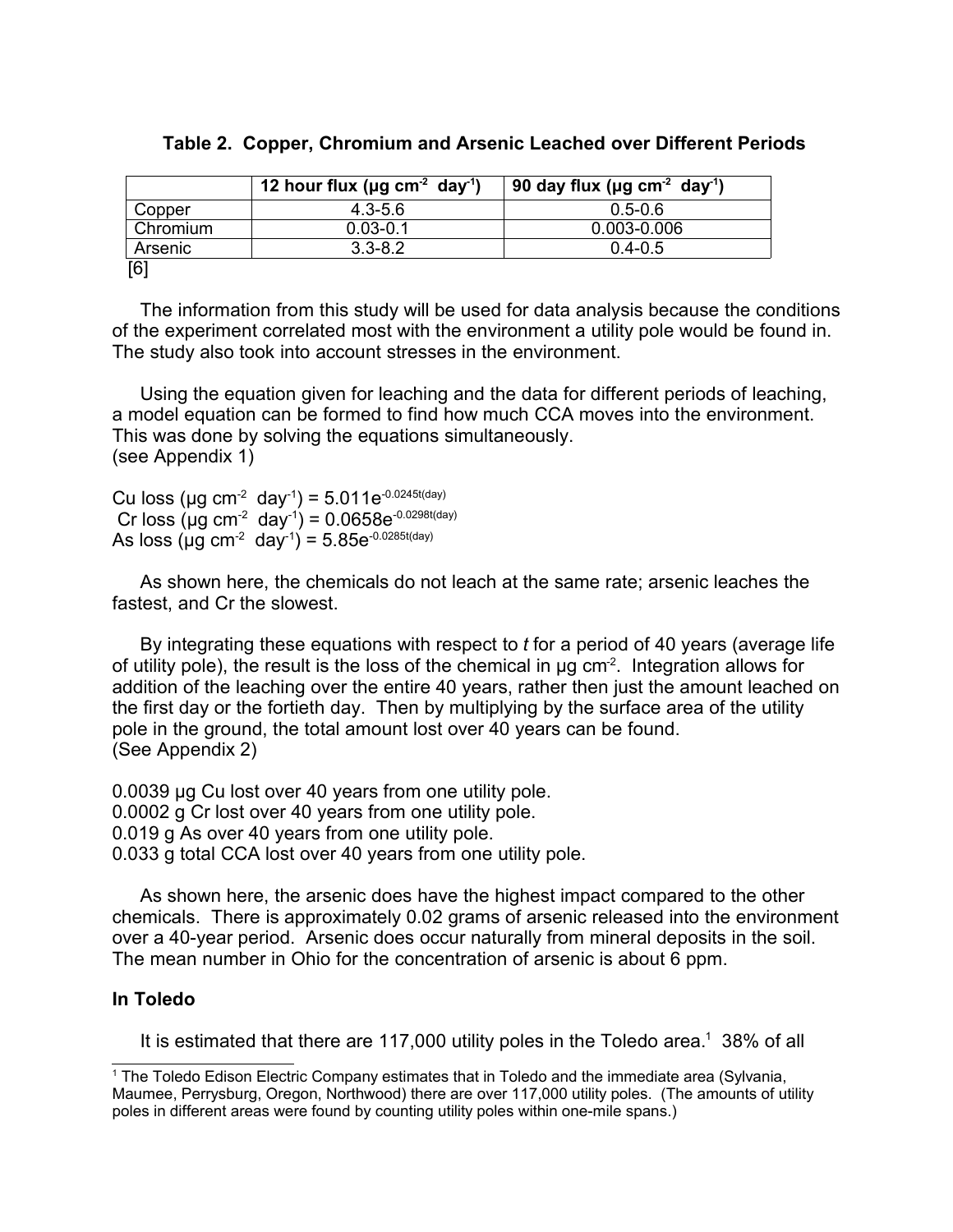**Table 2. Copper, Chromium and Arsenic Leached over Different Periods**

| | 12 hour flux ($\mu g\ cm^{-2}\ day^{-1}$) | 90 day flux ($\mu g\ cm^{-2}\ day^{-1}$) |
|---|---|---|
| Copper | 4.3-5.6 | 0.5-0.6 |
| Chromium | 0.03-0.1 | 0.003-0.006 |
| Arsenic | 3.3-8.2 | 0.4-0.5 |

[6]

The information from this study will be used for data analysis because the conditions of the experiment correlated most with the environment a utility pole would be found in. The study also took into account stresses in the environment.

Using the equation given for leaching and the data for different periods of leaching, a model equation can be formed to find how much CCA moves into the environment. This was done by solving the equations simultaneously.
(see Appendix 1)

Cu loss ($\mu g\ cm^{-2}\ day^{-1}$) = $5.011e^{-0.0245t(day)}$
Cr loss ($\mu g\ cm^{-2}\ day^{-1}$) = $0.0658e^{-0.0298t(day)}$
As loss ($\mu g\ cm^{-2}\ day^{-1}$) = $5.85e^{-0.0285t(day)}$

As shown here, the chemicals do not leach at the same rate; arsenic leaches the fastest, and Cr the slowest.

By integrating these equations with respect to *t* for a period of 40 years (average life of utility pole), the result is the loss of the chemical in $\mu g\ cm^{-2}$. Integration allows for addition of the leaching over the entire 40 years, rather then just the amount leached on the first day or the fortieth day. Then by multiplying by the surface area of the utility pole in the ground, the total amount lost over 40 years can be found.
(See Appendix 2)

0.0039 μg Cu lost over 40 years from one utility pole.
0.0002 g Cr lost over 40 years from one utility pole.
0.019 g As over 40 years from one utility pole.
0.033 g total CCA lost over 40 years from one utility pole.

As shown here, the arsenic does have the highest impact compared to the other chemicals. There is approximately 0.02 grams of arsenic released into the environment over a 40-year period. Arsenic does occur naturally from mineral deposits in the soil. The mean number in Ohio for the concentration of arsenic is about 6 ppm.

**In Toledo**

It is estimated that there are 117,000 utility poles in the Toledo area.[1] 38% of all

[1] The Toledo Edison Electric Company estimates that in Toledo and the immediate area (Sylvania, Maumee, Perrysburg, Oregon, Northwood) there are over 117,000 utility poles. (The amounts of utility poles in different areas were found by counting utility poles within one-mile spans.)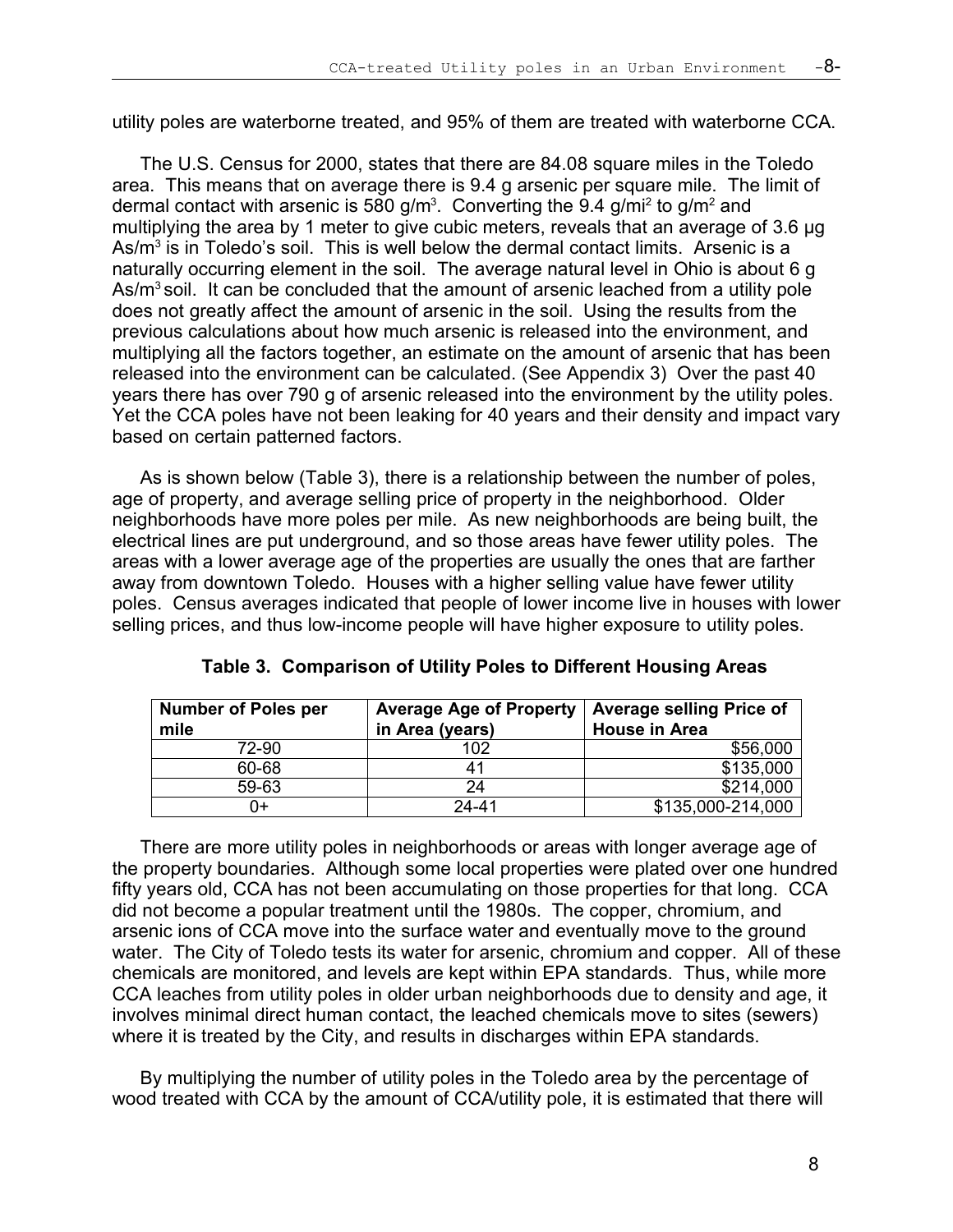utility poles are waterborne treated, and 95% of them are treated with waterborne CCA.

The U.S. Census for 2000, states that there are 84.08 square miles in the Toledo area. This means that on average there is 9.4 g arsenic per square mile. The limit of dermal contact with arsenic is 580 $g/m^3$. Converting the 9.4 $g/mi^2$ to $g/m^2$ and multiplying the area by 1 meter to give cubic meters, reveals that an average of 3.6 μg $As/m^3$ is in Toledo's soil. This is well below the dermal contact limits. Arsenic is a naturally occurring element in the soil. The average natural level in Ohio is about 6 g $As/m^3$ soil. It can be concluded that the amount of arsenic leached from a utility pole does not greatly affect the amount of arsenic in the soil. Using the results from the previous calculations about how much arsenic is released into the environment, and multiplying all the factors together, an estimate on the amount of arsenic that has been released into the environment can be calculated. (See Appendix 3) Over the past 40 years there has over 790 g of arsenic released into the environment by the utility poles. Yet the CCA poles have not been leaking for 40 years and their density and impact vary based on certain patterned factors.

As is shown below (Table 3), there is a relationship between the number of poles, age of property, and average selling price of property in the neighborhood. Older neighborhoods have more poles per mile. As new neighborhoods are being built, the electrical lines are put underground, and so those areas have fewer utility poles. The areas with a lower average age of the properties are usually the ones that are farther away from downtown Toledo. Houses with a higher selling value have fewer utility poles. Census averages indicated that people of lower income live in houses with lower selling prices, and thus low-income people will have higher exposure to utility poles.

**Table 3. Comparison of Utility Poles to Different Housing Areas**

| Number of Poles per mile | Average Age of Property in Area (years) | Average selling Price of House in Area |
|---|---|---|
| 72-90 | 102 | $56,000 |
| 60-68 | 41 | $135,000 |
| 59-63 | 24 | $214,000 |
| 0+ | 24-41 | $135,000-214,000 |

There are more utility poles in neighborhoods or areas with longer average age of the property boundaries. Although some local properties were plated over one hundred fifty years old, CCA has not been accumulating on those properties for that long. CCA did not become a popular treatment until the 1980s. The copper, chromium, and arsenic ions of CCA move into the surface water and eventually move to the ground water. The City of Toledo tests its water for arsenic, chromium and copper. All of these chemicals are monitored, and levels are kept within EPA standards. Thus, while more CCA leaches from utility poles in older urban neighborhoods due to density and age, it involves minimal direct human contact, the leached chemicals move to sites (sewers) where it is treated by the City, and results in discharges within EPA standards.

By multiplying the number of utility poles in the Toledo area by the percentage of wood treated with CCA by the amount of CCA/utility pole, it is estimated that there will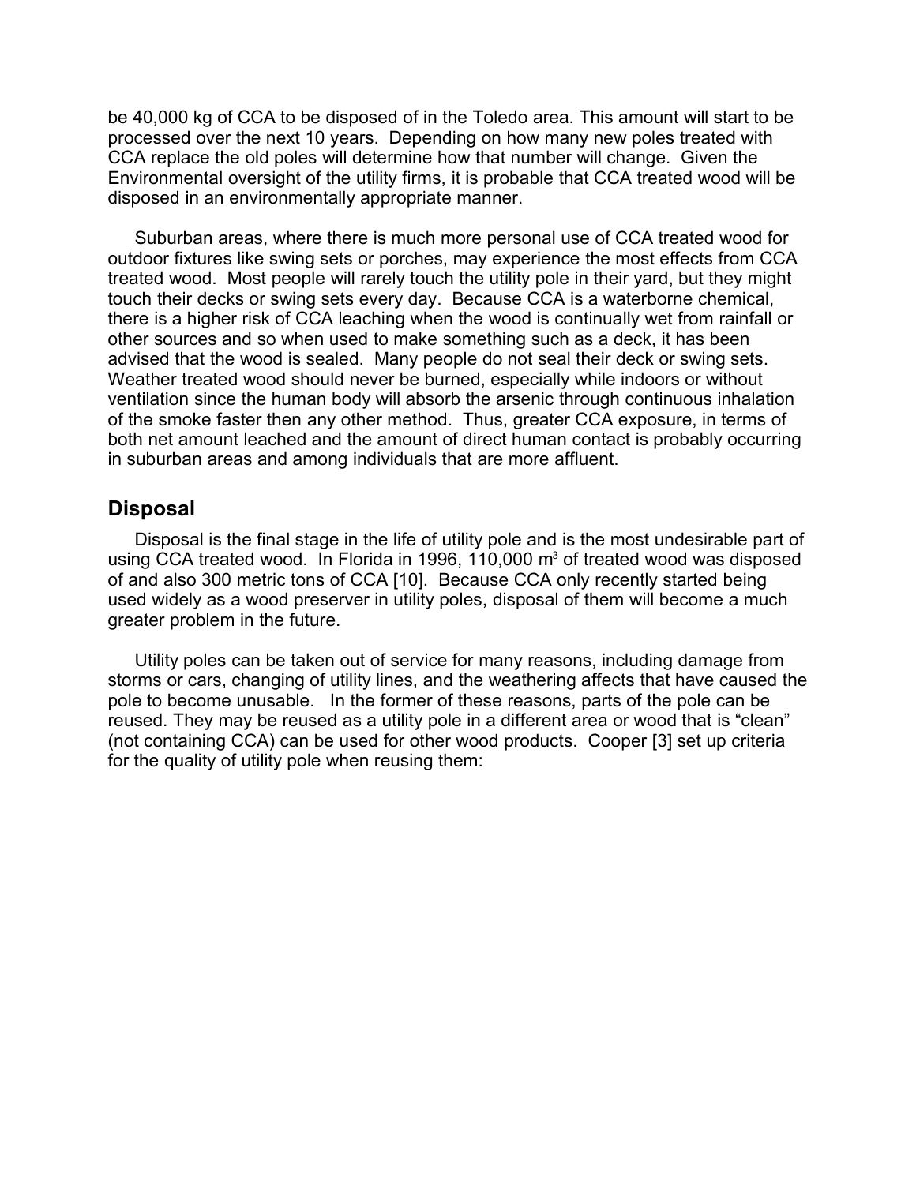be 40,000 kg of CCA to be disposed of in the Toledo area. This amount will start to be processed over the next 10 years. Depending on how many new poles treated with CCA replace the old poles will determine how that number will change. Given the Environmental oversight of the utility firms, it is probable that CCA treated wood will be disposed in an environmentally appropriate manner.

Suburban areas, where there is much more personal use of CCA treated wood for outdoor fixtures like swing sets or porches, may experience the most effects from CCA treated wood. Most people will rarely touch the utility pole in their yard, but they might touch their decks or swing sets every day. Because CCA is a waterborne chemical, there is a higher risk of CCA leaching when the wood is continually wet from rainfall or other sources and so when used to make something such as a deck, it has been advised that the wood is sealed. Many people do not seal their deck or swing sets. Weather treated wood should never be burned, especially while indoors or without ventilation since the human body will absorb the arsenic through continuous inhalation of the smoke faster then any other method. Thus, greater CCA exposure, in terms of both net amount leached and the amount of direct human contact is probably occurring in suburban areas and among individuals that are more affluent.

## Disposal

Disposal is the final stage in the life of utility pole and is the most undesirable part of using CCA treated wood. In Florida in 1996, 110,000 $m^3$ of treated wood was disposed of and also 300 metric tons of CCA [10]. Because CCA only recently started being used widely as a wood preserver in utility poles, disposal of them will become a much greater problem in the future.

Utility poles can be taken out of service for many reasons, including damage from storms or cars, changing of utility lines, and the weathering affects that have caused the pole to become unusable. In the former of these reasons, parts of the pole can be reused. They may be reused as a utility pole in a different area or wood that is "clean" (not containing CCA) can be used for other wood products. Cooper [3] set up criteria for the quality of utility pole when reusing them: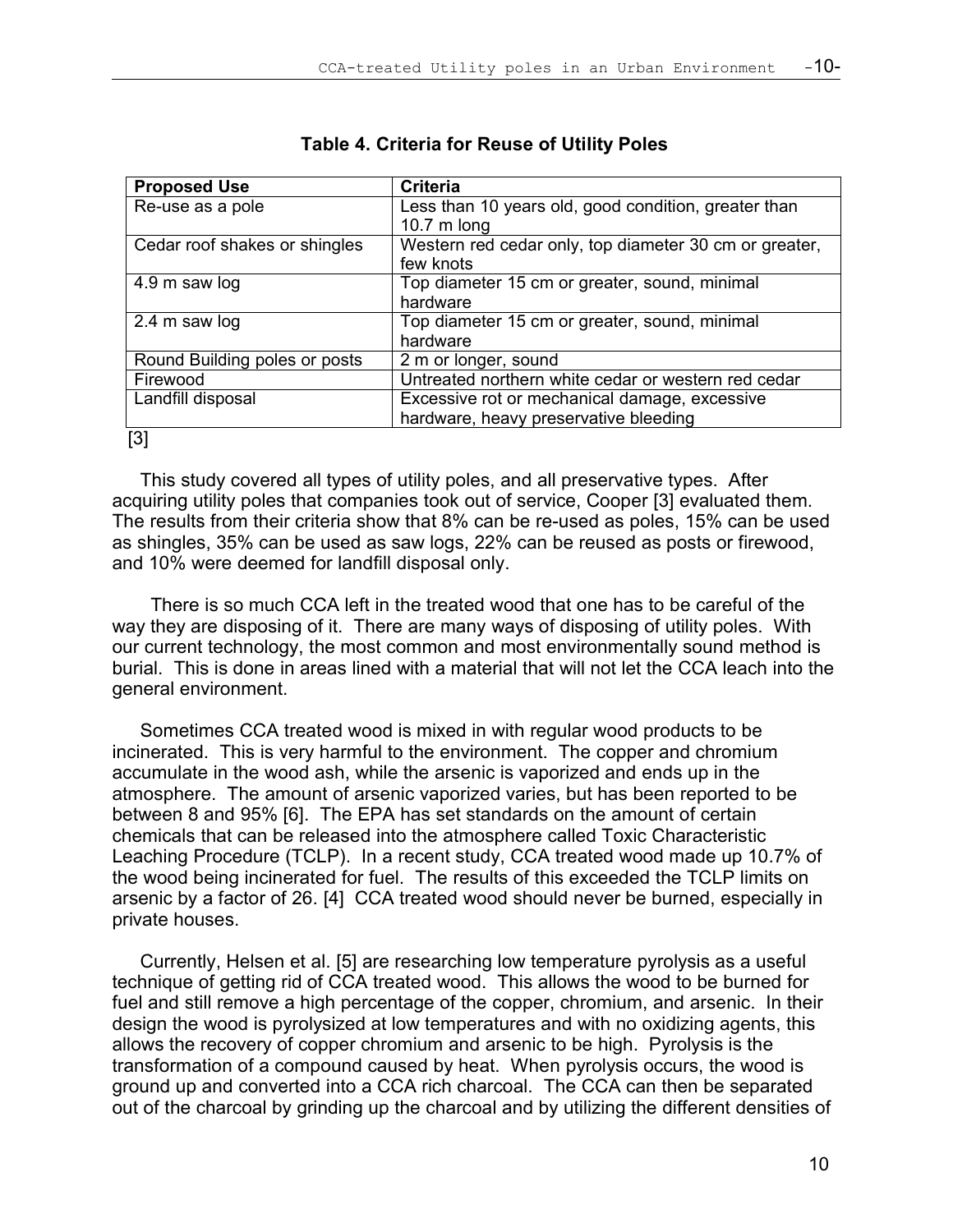**Table 4. Criteria for Reuse of Utility Poles**

| Proposed Use | Criteria |
|---|---|
| Re-use as a pole | Less than 10 years old, good condition, greater than 10.7 m long |
| Cedar roof shakes or shingles | Western red cedar only, top diameter 30 cm or greater, few knots |
| 4.9 m saw log | Top diameter 15 cm or greater, sound, minimal hardware |
| 2.4 m saw log | Top diameter 15 cm or greater, sound, minimal hardware |
| Round Building poles or posts | 2 m or longer, sound |
| Firewood | Untreated northern white cedar or western red cedar |
| Landfill disposal | Excessive rot or mechanical damage, excessive hardware, heavy preservative bleeding |

[3]

This study covered all types of utility poles, and all preservative types. After acquiring utility poles that companies took out of service, Cooper [3] evaluated them. The results from their criteria show that 8% can be re-used as poles, 15% can be used as shingles, 35% can be used as saw logs, 22% can be reused as posts or firewood, and 10% were deemed for landfill disposal only.

There is so much CCA left in the treated wood that one has to be careful of the way they are disposing of it. There are many ways of disposing of utility poles. With our current technology, the most common and most environmentally sound method is burial. This is done in areas lined with a material that will not let the CCA leach into the general environment.

Sometimes CCA treated wood is mixed in with regular wood products to be incinerated. This is very harmful to the environment. The copper and chromium accumulate in the wood ash, while the arsenic is vaporized and ends up in the atmosphere. The amount of arsenic vaporized varies, but has been reported to be between 8 and 95% [6]. The EPA has set standards on the amount of certain chemicals that can be released into the atmosphere called Toxic Characteristic Leaching Procedure (TCLP). In a recent study, CCA treated wood made up 10.7% of the wood being incinerated for fuel. The results of this exceeded the TCLP limits on arsenic by a factor of 26. [4] CCA treated wood should never be burned, especially in private houses.

Currently, Helsen et al. [5] are researching low temperature pyrolysis as a useful technique of getting rid of CCA treated wood. This allows the wood to be burned for fuel and still remove a high percentage of the copper, chromium, and arsenic. In their design the wood is pyrolysized at low temperatures and with no oxidizing agents, this allows the recovery of copper chromium and arsenic to be high. Pyrolysis is the transformation of a compound caused by heat. When pyrolysis occurs, the wood is ground up and converted into a CCA rich charcoal. The CCA can then be separated out of the charcoal by grinding up the charcoal and by utilizing the different densities of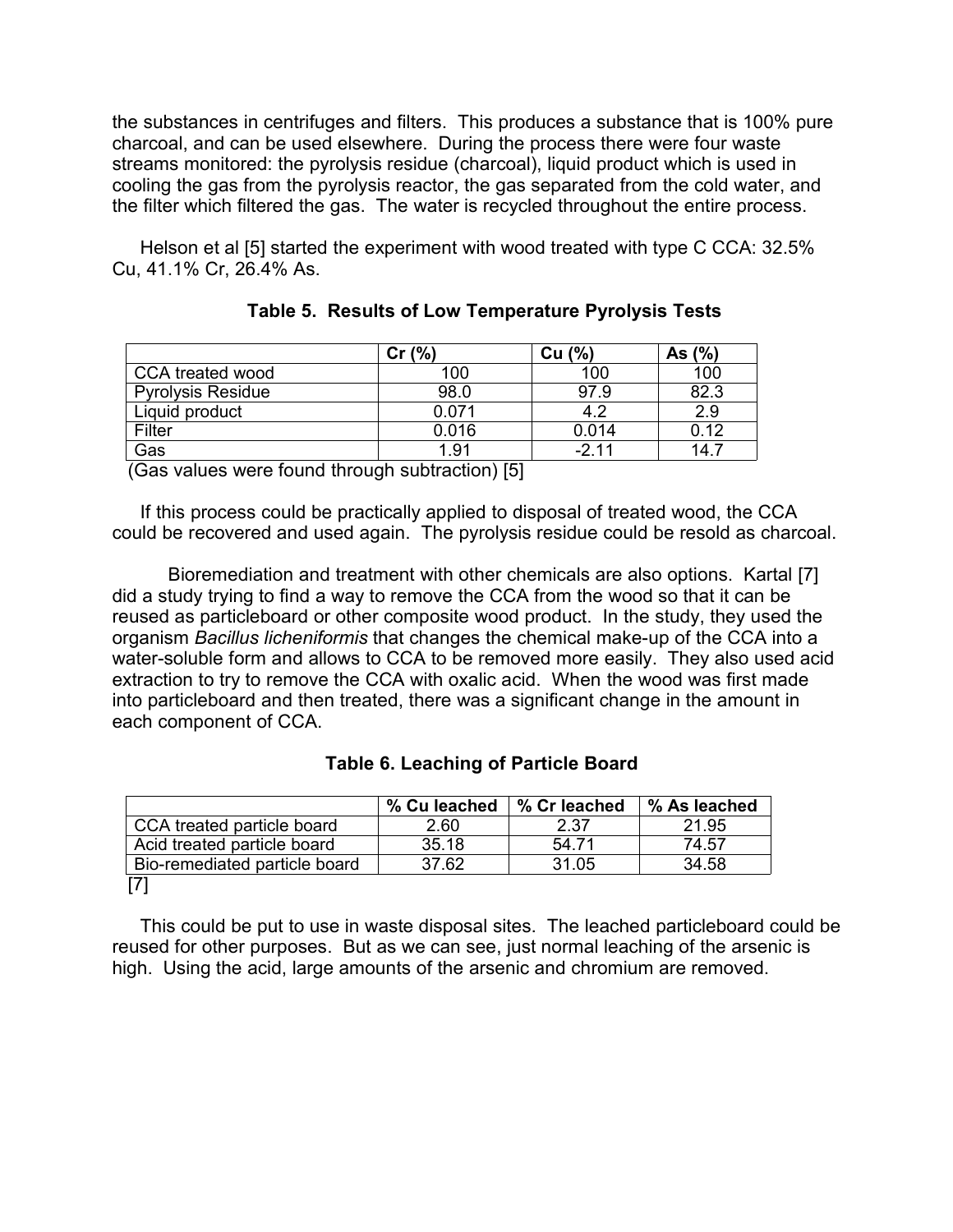the substances in centrifuges and filters. This produces a substance that is 100% pure charcoal, and can be used elsewhere. During the process there were four waste streams monitored: the pyrolysis residue (charcoal), liquid product which is used in cooling the gas from the pyrolysis reactor, the gas separated from the cold water, and the filter which filtered the gas. The water is recycled throughout the entire process.

Helson et al [5] started the experiment with wood treated with type C CCA: 32.5% Cu, 41.1% Cr, 26.4% As.

**Table 5. Results of Low Temperature Pyrolysis Tests**

| | Cr (%) | Cu (%) | As (%) |
|---|---|---|---|
| CCA treated wood | 100 | 100 | 100 |
| Pyrolysis Residue | 98.0 | 97.9 | 82.3 |
| Liquid product | 0.071 | 4.2 | 2.9 |
| Filter | 0.016 | 0.014 | 0.12 |
| Gas | 1.91 | -2.11 | 14.7 |

(Gas values were found through subtraction) [5]

If this process could be practically applied to disposal of treated wood, the CCA could be recovered and used again. The pyrolysis residue could be resold as charcoal.

Bioremediation and treatment with other chemicals are also options. Kartal [7] did a study trying to find a way to remove the CCA from the wood so that it can be reused as particleboard or other composite wood product. In the study, they used the organism *Bacillus licheniformis* that changes the chemical make-up of the CCA into a water-soluble form and allows to CCA to be removed more easily. They also used acid extraction to try to remove the CCA with oxalic acid. When the wood was first made into particleboard and then treated, there was a significant change in the amount in each component of CCA.

**Table 6. Leaching of Particle Board**

| | % Cu leached | % Cr leached | % As leached |
|---|---|---|---|
| CCA treated particle board | 2.60 | 2.37 | 21.95 |
| Acid treated particle board | 35.18 | 54.71 | 74.57 |
| Bio-remediated particle board | 37.62 | 31.05 | 34.58 |

[7]

This could be put to use in waste disposal sites. The leached particleboard could be reused for other purposes. But as we can see, just normal leaching of the arsenic is high. Using the acid, large amounts of the arsenic and chromium are removed.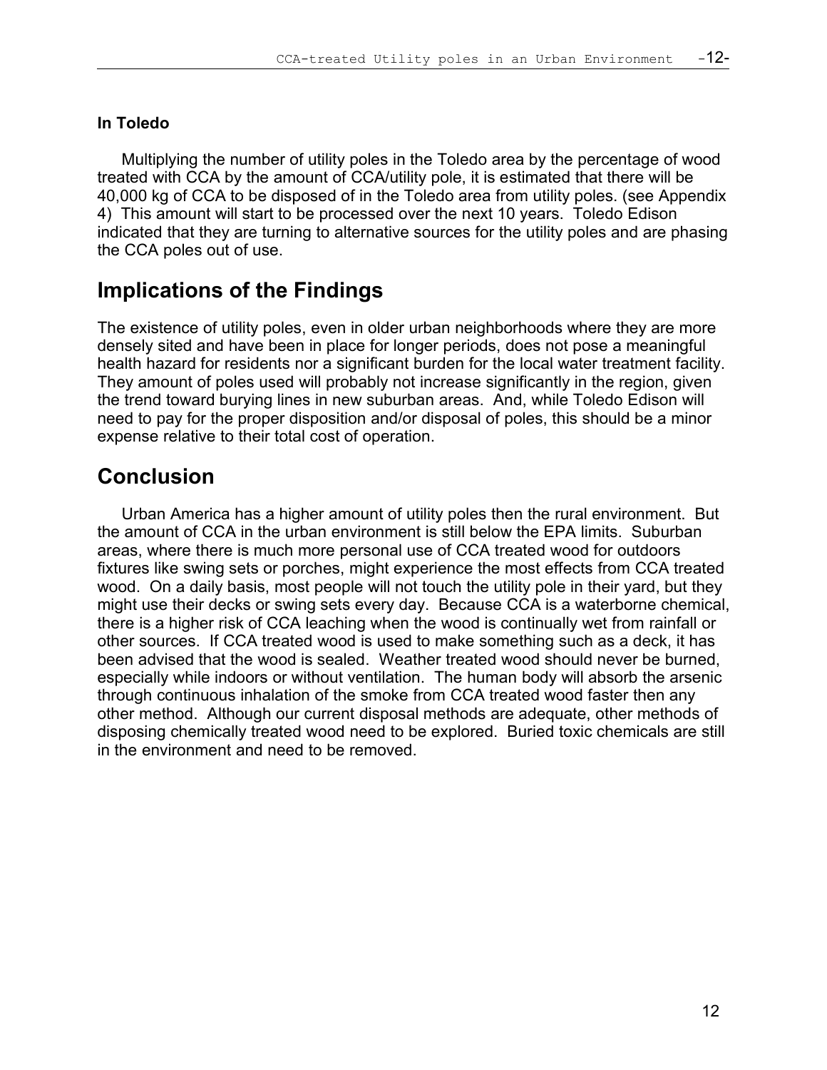### In Toledo

Multiplying the number of utility poles in the Toledo area by the percentage of wood treated with CCA by the amount of CCA/utility pole, it is estimated that there will be 40,000 kg of CCA to be disposed of in the Toledo area from utility poles. (see Appendix 4) This amount will start to be processed over the next 10 years. Toledo Edison indicated that they are turning to alternative sources for the utility poles and are phasing the CCA poles out of use.

## Implications of the Findings

The existence of utility poles, even in older urban neighborhoods where they are more densely sited and have been in place for longer periods, does not pose a meaningful health hazard for residents nor a significant burden for the local water treatment facility. They amount of poles used will probably not increase significantly in the region, given the trend toward burying lines in new suburban areas. And, while Toledo Edison will need to pay for the proper disposition and/or disposal of poles, this should be a minor expense relative to their total cost of operation.

## Conclusion

Urban America has a higher amount of utility poles then the rural environment. But the amount of CCA in the urban environment is still below the EPA limits. Suburban areas, where there is much more personal use of CCA treated wood for outdoors fixtures like swing sets or porches, might experience the most effects from CCA treated wood. On a daily basis, most people will not touch the utility pole in their yard, but they might use their decks or swing sets every day. Because CCA is a waterborne chemical, there is a higher risk of CCA leaching when the wood is continually wet from rainfall or other sources. If CCA treated wood is used to make something such as a deck, it has been advised that the wood is sealed. Weather treated wood should never be burned, especially while indoors or without ventilation. The human body will absorb the arsenic through continuous inhalation of the smoke from CCA treated wood faster then any other method. Although our current disposal methods are adequate, other methods of disposing chemically treated wood need to be explored. Buried toxic chemicals are still in the environment and need to be removed.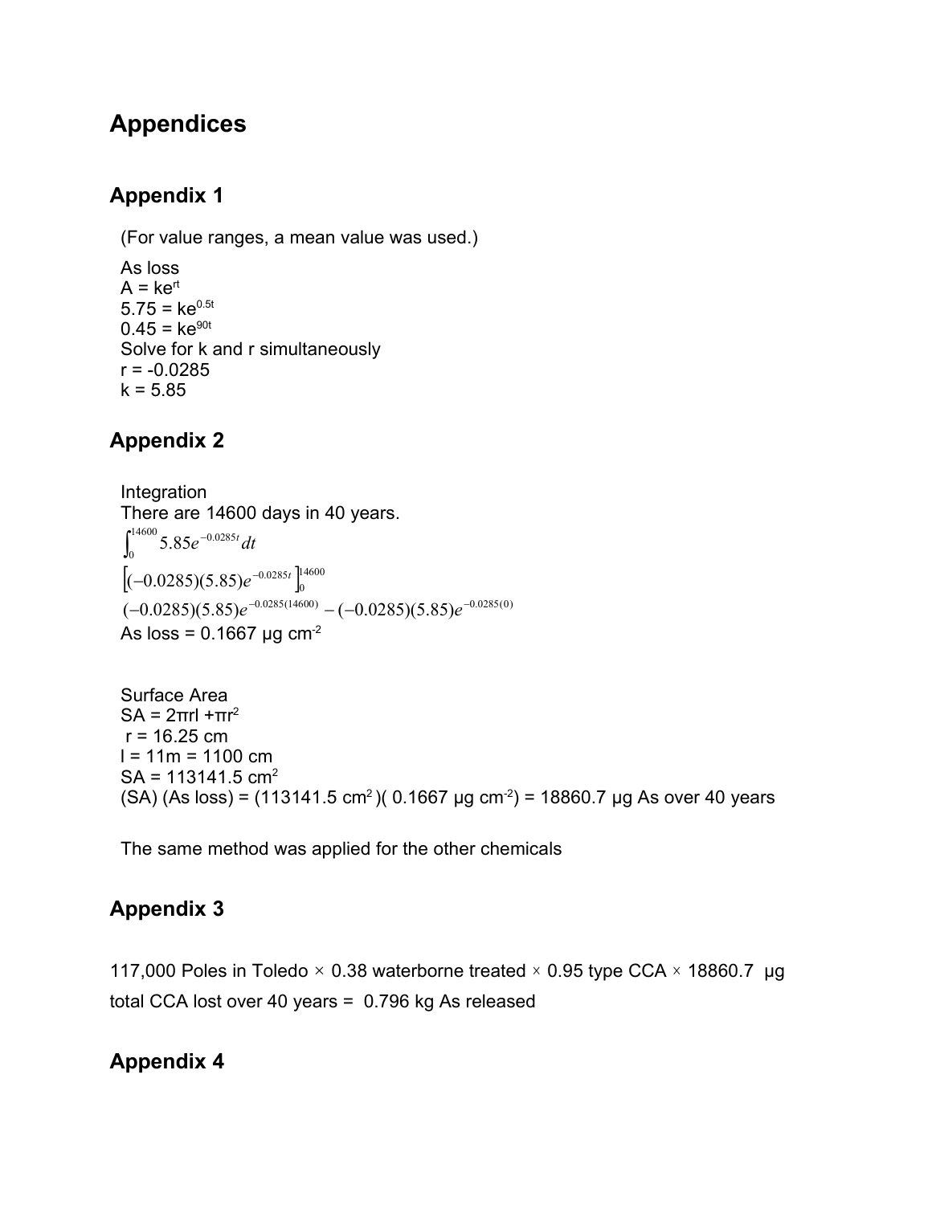# Appendices

## Appendix 1

(For value ranges, a mean value was used.)

As loss
$A = ke^{rt}$
$5.75 = ke^{0.5t}$
$0.45 = ke^{90t}$
Solve for k and r simultaneously
$r = -0.0285$
$k = 5.85$

## Appendix 2

Integration
There are 14600 days in 40 years.

$$\int_0^{14600} 5.85e^{-0.0285t}\,dt$$

$$\left[(-0.0285)(5.85)e^{-0.0285t}\right]_0^{14600}$$

$$(-0.0285)(5.85)e^{-0.0285(14600)} - (-0.0285)(5.85)e^{-0.0285(0)}$$

As loss = 0.1667 μg $cm^{-2}$

Surface Area
$SA = 2\pi rl + \pi r^2$
r = 16.25 cm
l = 11m = 1100 cm
SA = 113141.5 $cm^2$
(SA) (As loss) = (113141.5 $cm^2$)( 0.1667 μg $cm^{-2}$) = 18860.7 μg As over 40 years

The same method was applied for the other chemicals

## Appendix 3

117,000 Poles in Toledo × 0.38 waterborne treated × 0.95 type CCA × 18860.7 μg total CCA lost over 40 years = 0.796 kg As released

## Appendix 4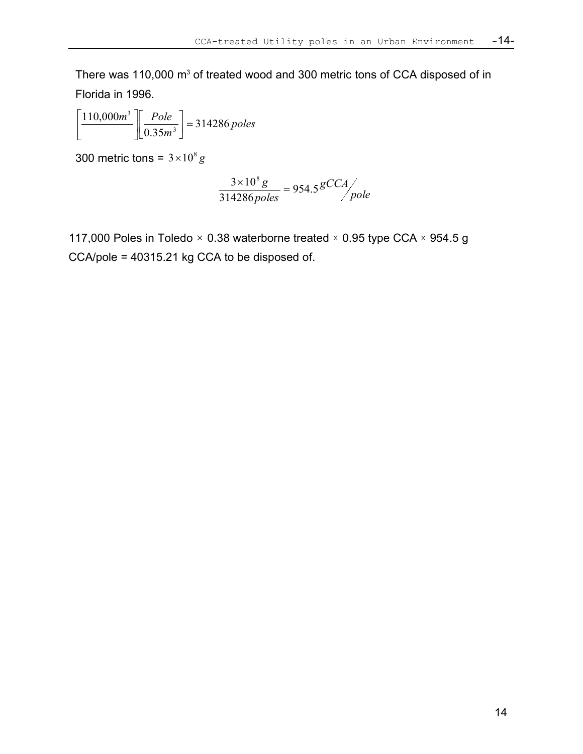There was 110,000 m$^3$ of treated wood and 300 metric tons of CCA disposed of in Florida in 1996.

$$\left[\frac{110{,}000m^3}{}\right]\left[\frac{Pole}{0.35m^3}\right] = 314286\,poles$$

300 metric tons = $3 \times 10^8\,g$

$$\frac{3 \times 10^8\,g}{314286\,poles} = 954.5\,{}^{gCCA}\!/_{pole}$$

117,000 Poles in Toledo × 0.38 waterborne treated × 0.95 type CCA × 954.5 g CCA/pole = 40315.21 kg CCA to be disposed of.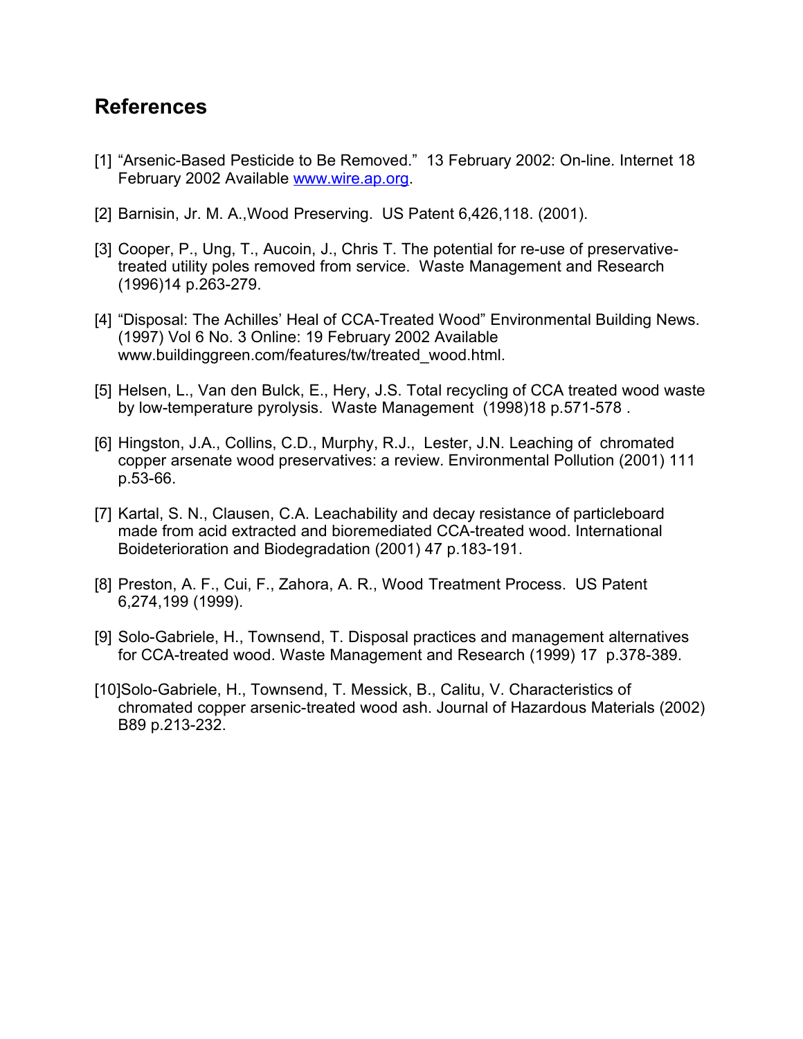## References

[1] "Arsenic-Based Pesticide to Be Removed." 13 February 2002: On-line. Internet 18 February 2002 Available www.wire.ap.org.

[2] Barnisin, Jr. M. A.,Wood Preserving. US Patent 6,426,118. (2001).

[3] Cooper, P., Ung, T., Aucoin, J., Chris T. The potential for re-use of preservative-treated utility poles removed from service. Waste Management and Research (1996)14 p.263-279.

[4] "Disposal: The Achilles' Heal of CCA-Treated Wood" Environmental Building News. (1997) Vol 6 No. 3 Online: 19 February 2002 Available www.buildinggreen.com/features/tw/treated_wood.html.

[5] Helsen, L., Van den Bulck, E., Hery, J.S. Total recycling of CCA treated wood waste by low-temperature pyrolysis. Waste Management (1998)18 p.571-578 .

[6] Hingston, J.A., Collins, C.D., Murphy, R.J., Lester, J.N. Leaching of chromated copper arsenate wood preservatives: a review. Environmental Pollution (2001) 111 p.53-66.

[7] Kartal, S. N., Clausen, C.A. Leachability and decay resistance of particleboard made from acid extracted and bioremediated CCA-treated wood. International Boideterioration and Biodegradation (2001) 47 p.183-191.

[8] Preston, A. F., Cui, F., Zahora, A. R., Wood Treatment Process. US Patent 6,274,199 (1999).

[9] Solo-Gabriele, H., Townsend, T. Disposal practices and management alternatives for CCA-treated wood. Waste Management and Research (1999) 17 p.378-389.

[10]Solo-Gabriele, H., Townsend, T. Messick, B., Calitu, V. Characteristics of chromated copper arsenic-treated wood ash. Journal of Hazardous Materials (2002) B89 p.213-232.